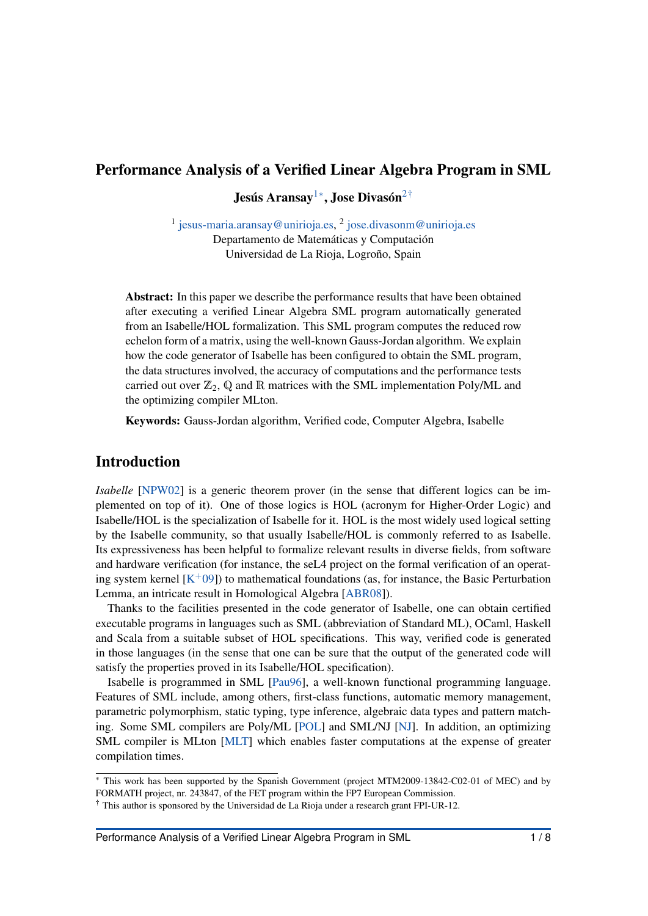# Performance Analysis of a Verified Linear Algebra Program in SML

**Jesús Aransay** [1*], **Jose Divasón** [2†]

[1] jesus-maria.aransay@unirioja.es, [2] jose.divasonm@unirioja.es
Departamento de Matemáticas y Computación
Universidad de La Rioja, Logroño, Spain

**Abstract:** In this paper we describe the performance results that have been obtained after executing a verified Linear Algebra SML program automatically generated from an Isabelle/HOL formalization. This SML program computes the reduced row echelon form of a matrix, using the well-known Gauss-Jordan algorithm. We explain how the code generator of Isabelle has been configured to obtain the SML program, the data structures involved, the accuracy of computations and the performance tests carried out over $\mathbb{Z}_2$, $\mathbb{Q}$ and $\mathbb{R}$ matrices with the SML implementation Poly/ML and the optimizing compiler MLton.

**Keywords:** Gauss-Jordan algorithm, Verified code, Computer Algebra, Isabelle

## Introduction

*Isabelle* [NPW02] is a generic theorem prover (in the sense that different logics can be implemented on top of it). One of those logics is HOL (acronym for Higher-Order Logic) and Isabelle/HOL is the specialization of Isabelle for it. HOL is the most widely used logical setting by the Isabelle community, so that usually Isabelle/HOL is commonly referred to as Isabelle. Its expressiveness has been helpful to formalize relevant results in diverse fields, from software and hardware verification (for instance, the seL4 project on the formal verification of an operating system kernel [K+09]) to mathematical foundations (as, for instance, the Basic Perturbation Lemma, an intricate result in Homological Algebra [ABR08]).

Thanks to the facilities presented in the code generator of Isabelle, one can obtain certified executable programs in languages such as SML (abbreviation of Standard ML), OCaml, Haskell and Scala from a suitable subset of HOL specifications. This way, verified code is generated in those languages (in the sense that one can be sure that the output of the generated code will satisfy the properties proved in its Isabelle/HOL specification).

Isabelle is programmed in SML [Pau96], a well-known functional programming language. Features of SML include, among others, first-class functions, automatic memory management, parametric polymorphism, static typing, type inference, algebraic data types and pattern matching. Some SML compilers are Poly/ML [POL] and SML/NJ [NJ]. In addition, an optimizing SML compiler is MLton [MLT] which enables faster computations at the expense of greater compilation times.

---

* This work has been supported by the Spanish Government (project MTM2009-13842-C02-01 of MEC) and by FORMATH project, nr. 243847, of the FET program within the FP7 European Commission.

† This author is sponsored by the Universidad de La Rioja under a research grant FPI-UR-12.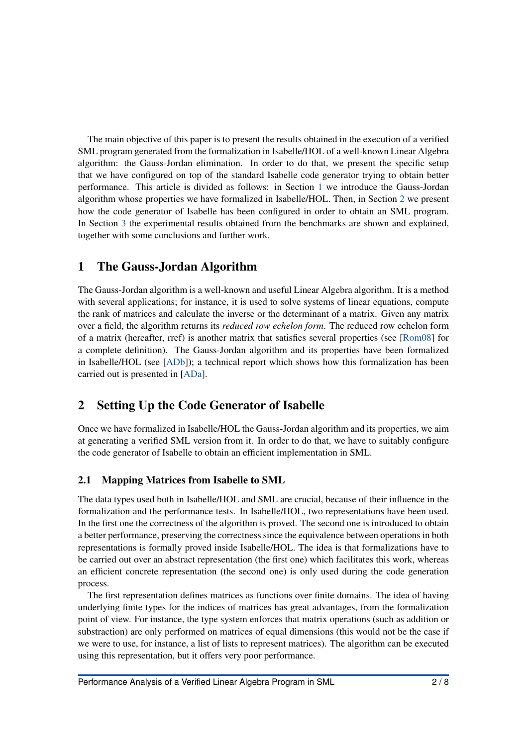The main objective of this paper is to present the results obtained in the execution of a verified SML program generated from the formalization in Isabelle/HOL of a well-known Linear Algebra algorithm: the Gauss-Jordan elimination. In order to do that, we present the specific setup that we have configured on top of the standard Isabelle code generator trying to obtain better performance. This article is divided as follows: in Section 1 we introduce the Gauss-Jordan algorithm whose properties we have formalized in Isabelle/HOL. Then, in Section 2 we present how the code generator of Isabelle has been configured in order to obtain an SML program. In Section 3 the experimental results obtained from the benchmarks are shown and explained, together with some conclusions and further work.

# 1 The Gauss-Jordan Algorithm

The Gauss-Jordan algorithm is a well-known and useful Linear Algebra algorithm. It is a method with several applications; for instance, it is used to solve systems of linear equations, compute the rank of matrices and calculate the inverse or the determinant of a matrix. Given any matrix over a field, the algorithm returns its *reduced row echelon form*. The reduced row echelon form of a matrix (hereafter, rref) is another matrix that satisfies several properties (see [Rom08] for a complete definition). The Gauss-Jordan algorithm and its properties have been formalized in Isabelle/HOL (see [ADb]); a technical report which shows how this formalization has been carried out is presented in [ADa].

# 2 Setting Up the Code Generator of Isabelle

Once we have formalized in Isabelle/HOL the Gauss-Jordan algorithm and its properties, we aim at generating a verified SML version from it. In order to do that, we have to suitably configure the code generator of Isabelle to obtain an efficient implementation in SML.

## 2.1 Mapping Matrices from Isabelle to SML

The data types used both in Isabelle/HOL and SML are crucial, because of their influence in the formalization and the performance tests. In Isabelle/HOL, two representations have been used. In the first one the correctness of the algorithm is proved. The second one is introduced to obtain a better performance, preserving the correctness since the equivalence between operations in both representations is formally proved inside Isabelle/HOL. The idea is that formalizations have to be carried out over an abstract representation (the first one) which facilitates this work, whereas an efficient concrete representation (the second one) is only used during the code generation process.

The first representation defines matrices as functions over finite domains. The idea of having underlying finite types for the indices of matrices has great advantages, from the formalization point of view. For instance, the type system enforces that matrix operations (such as addition or substraction) are only performed on matrices of equal dimensions (this would not be the case if we were to use, for instance, a list of lists to represent matrices). The algorithm can be executed using this representation, but it offers very poor performance.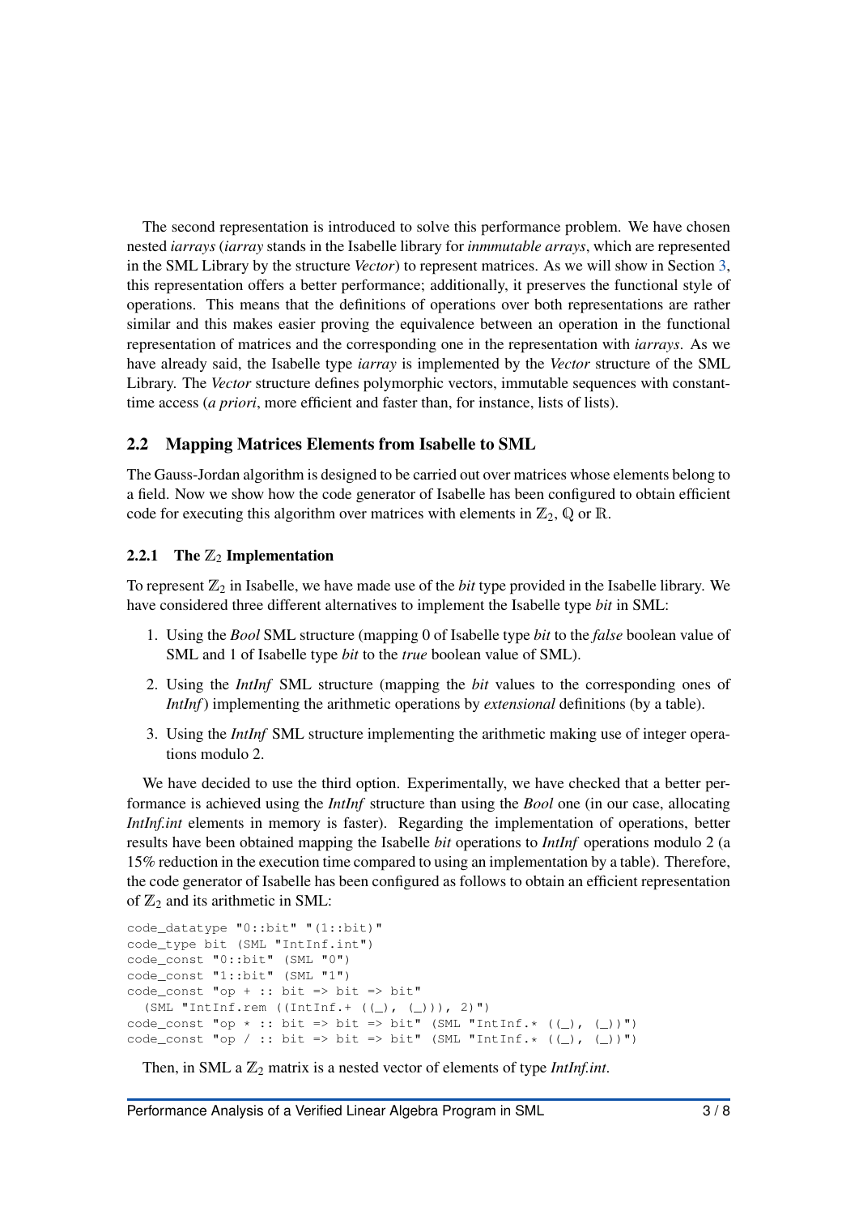The second representation is introduced to solve this performance problem. We have chosen nested *iarrays* (*iarray* stands in the Isabelle library for *inmmutable arrays*, which are represented in the SML Library by the structure *Vector*) to represent matrices. As we will show in Section 3, this representation offers a better performance; additionally, it preserves the functional style of operations. This means that the definitions of operations over both representations are rather similar and this makes easier proving the equivalence between an operation in the functional representation of matrices and the corresponding one in the representation with *iarrays*. As we have already said, the Isabelle type *iarray* is implemented by the *Vector* structure of the SML Library. The *Vector* structure defines polymorphic vectors, immutable sequences with constant-time access (*a priori*, more efficient and faster than, for instance, lists of lists).

## 2.2 Mapping Matrices Elements from Isabelle to SML

The Gauss-Jordan algorithm is designed to be carried out over matrices whose elements belong to a field. Now we show how the code generator of Isabelle has been configured to obtain efficient code for executing this algorithm over matrices with elements in $\mathbb{Z}_2$, $\mathbb{Q}$ or $\mathbb{R}$.

### 2.2.1 The $\mathbb{Z}_2$ Implementation

To represent $\mathbb{Z}_2$ in Isabelle, we have made use of the *bit* type provided in the Isabelle library. We have considered three different alternatives to implement the Isabelle type *bit* in SML:

1. Using the *Bool* SML structure (mapping 0 of Isabelle type *bit* to the *false* boolean value of SML and 1 of Isabelle type *bit* to the *true* boolean value of SML).
2. Using the *IntInf* SML structure (mapping the *bit* values to the corresponding ones of *IntInf*) implementing the arithmetic operations by *extensional* definitions (by a table).
3. Using the *IntInf* SML structure implementing the arithmetic making use of integer operations modulo 2.

We have decided to use the third option. Experimentally, we have checked that a better performance is achieved using the *IntInf* structure than using the *Bool* one (in our case, allocating *IntInf.int* elements in memory is faster). Regarding the implementation of operations, better results have been obtained mapping the Isabelle *bit* operations to *IntInf* operations modulo 2 (a 15% reduction in the execution time compared to using an implementation by a table). Therefore, the code generator of Isabelle has been configured as follows to obtain an efficient representation of $\mathbb{Z}_2$ and its arithmetic in SML:

```
code_datatype "0::bit" "(1::bit)"
code_type bit (SML "IntInf.int")
code_const "0::bit" (SML "0")
code_const "1::bit" (SML "1")
code_const "op + :: bit => bit => bit"
  (SML "IntInf.rem ((IntInf.+ ((_), (_))), 2)")
code_const "op * :: bit => bit => bit" (SML "IntInf.* ((_), (_))")
code_const "op / :: bit => bit => bit" (SML "IntInf.* ((_), (_))")
```

Then, in SML a $\mathbb{Z}_2$ matrix is a nested vector of elements of type *IntInf.int*.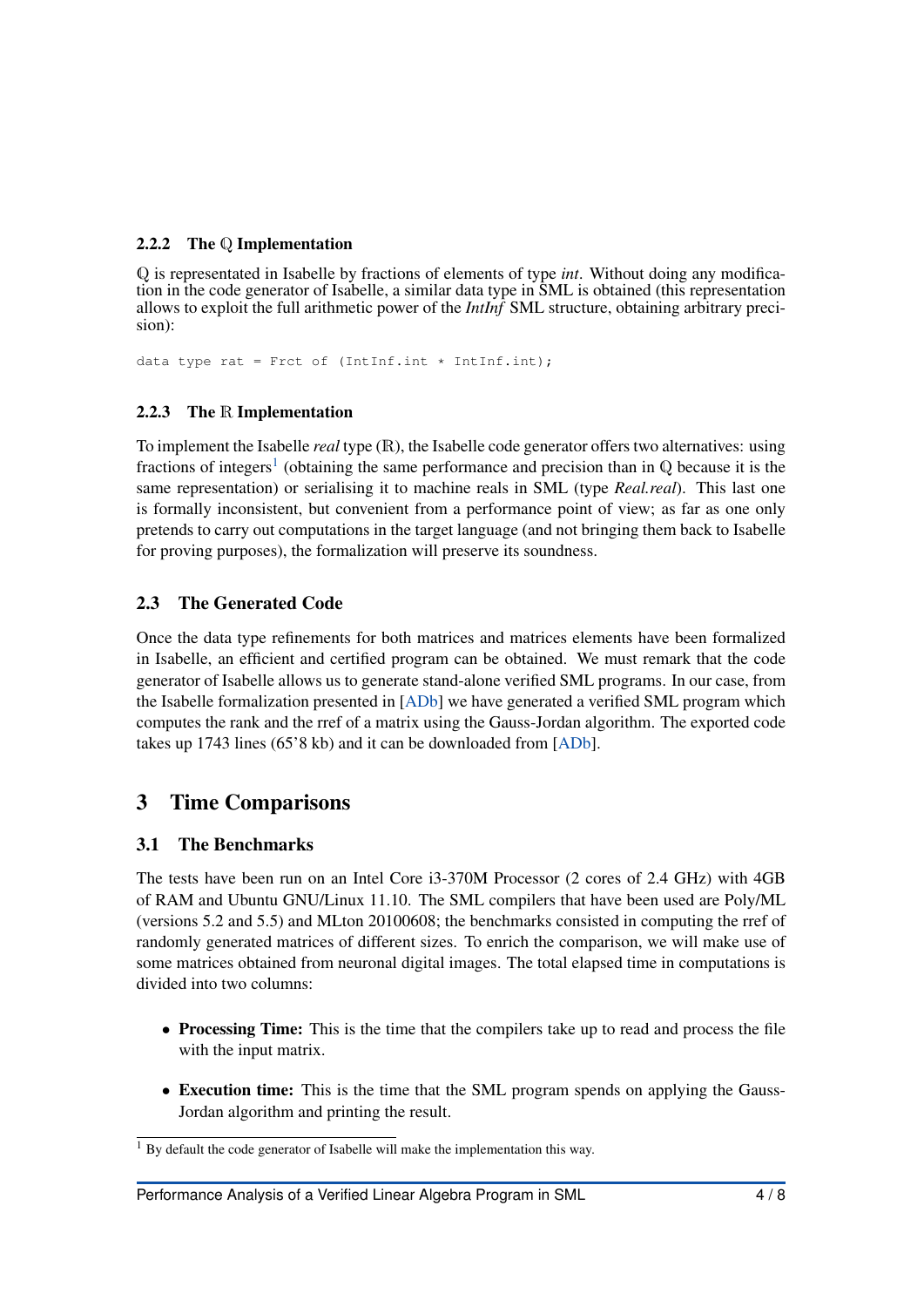### 2.2.2 The $\mathbb{Q}$ Implementation

$\mathbb{Q}$ is representated in Isabelle by fractions of elements of type *int*. Without doing any modification in the code generator of Isabelle, a similar data type in SML is obtained (this representation allows to exploit the full arithmetic power of the *IntInf* SML structure, obtaining arbitrary precision):

```
data type rat = Frct of (IntInf.int * IntInf.int);
```

### 2.2.3 The $\mathbb{R}$ Implementation

To implement the Isabelle *real* type ($\mathbb{R}$), the Isabelle code generator offers two alternatives: using fractions of integers[1] (obtaining the same performance and precision than in $\mathbb{Q}$ because it is the same representation) or serialising it to machine reals in SML (type *Real.real*). This last one is formally inconsistent, but convenient from a performance point of view; as far as one only pretends to carry out computations in the target language (and not bringing them back to Isabelle for proving purposes), the formalization will preserve its soundness.

## 2.3 The Generated Code

Once the data type refinements for both matrices and matrices elements have been formalized in Isabelle, an efficient and certified program can be obtained. We must remark that the code generator of Isabelle allows us to generate stand-alone verified SML programs. In our case, from the Isabelle formalization presented in [ADb] we have generated a verified SML program which computes the rank and the rref of a matrix using the Gauss-Jordan algorithm. The exported code takes up 1743 lines (65'8 kb) and it can be downloaded from [ADb].

# 3 Time Comparisons

## 3.1 The Benchmarks

The tests have been run on an Intel Core i3-370M Processor (2 cores of 2.4 GHz) with 4GB of RAM and Ubuntu GNU/Linux 11.10. The SML compilers that have been used are Poly/ML (versions 5.2 and 5.5) and MLton 20100608; the benchmarks consisted in computing the rref of randomly generated matrices of different sizes. To enrich the comparison, we will make use of some matrices obtained from neuronal digital images. The total elapsed time in computations is divided into two columns:

- **Processing Time:** This is the time that the compilers take up to read and process the file with the input matrix.
- **Execution time:** This is the time that the SML program spends on applying the Gauss-Jordan algorithm and printing the result.

[1] By default the code generator of Isabelle will make the implementation this way.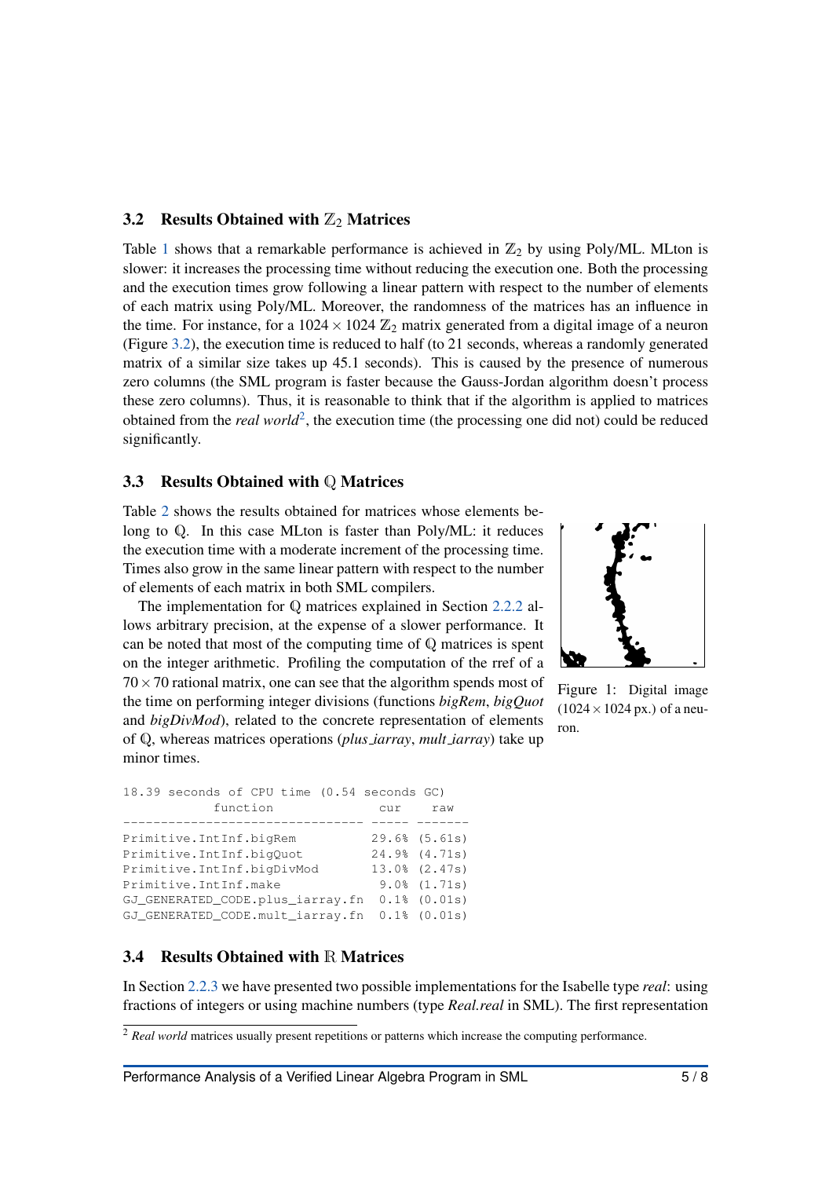### 3.2 Results Obtained with $\mathbb{Z}_2$ Matrices

Table 1 shows that a remarkable performance is achieved in $\mathbb{Z}_2$ by using Poly/ML. MLton is slower: it increases the processing time without reducing the execution one. Both the processing and the execution times grow following a linear pattern with respect to the number of elements of each matrix using Poly/ML. Moreover, the randomness of the matrices has an influence in the time. For instance, for a $1024 \times 1024$ $\mathbb{Z}_2$ matrix generated from a digital image of a neuron (Figure 3.2), the execution time is reduced to half (to 21 seconds, whereas a randomly generated matrix of a similar size takes up 45.1 seconds). This is caused by the presence of numerous zero columns (the SML program is faster because the Gauss-Jordan algorithm doesn't process these zero columns). Thus, it is reasonable to think that if the algorithm is applied to matrices obtained from the *real world*[2], the execution time (the processing one did not) could be reduced significantly.

### 3.3 Results Obtained with $\mathbb{Q}$ Matrices

Table 2 shows the results obtained for matrices whose elements belong to $\mathbb{Q}$. In this case MLton is faster than Poly/ML: it reduces the execution time with a moderate increment of the processing time. Times also grow in the same linear pattern with respect to the number of elements of each matrix in both SML compilers.

Figure 1: Digital image ($1024 \times 1024$ px.) of a neuron.

The implementation for $\mathbb{Q}$ matrices explained in Section 2.2.2 allows arbitrary precision, at the expense of a slower performance. It can be noted that most of the computing time of $\mathbb{Q}$ matrices is spent on the integer arithmetic. Profiling the computation of the rref of a $70 \times 70$ rational matrix, one can see that the algorithm spends most of the time on performing integer divisions (functions *bigRem*, *bigQuot* and *bigDivMod*), related to the concrete representation of elements of $\mathbb{Q}$, whereas matrices operations (*plus_iarray*, *mult_iarray*) take up minor times.

```
18.39 seconds of CPU time (0.54 seconds GC)
           function               cur    raw
-------------------------------- ----- -------
Primitive.IntInf.bigRem          29.6% (5.61s)
Primitive.IntInf.bigQuot         24.9% (4.71s)
Primitive.IntInf.bigDivMod       13.0% (2.47s)
Primitive.IntInf.make             9.0% (1.71s)
GJ_GENERATED_CODE.plus_iarray.fn  0.1% (0.01s)
GJ_GENERATED_CODE.mult_iarray.fn  0.1% (0.01s)
```

### 3.4 Results Obtained with $\mathbb{R}$ Matrices

In Section 2.2.3 we have presented two possible implementations for the Isabelle type *real*: using fractions of integers or using machine numbers (type *Real.real* in SML). The first representation

[2] *Real world* matrices usually present repetitions or patterns which increase the computing performance.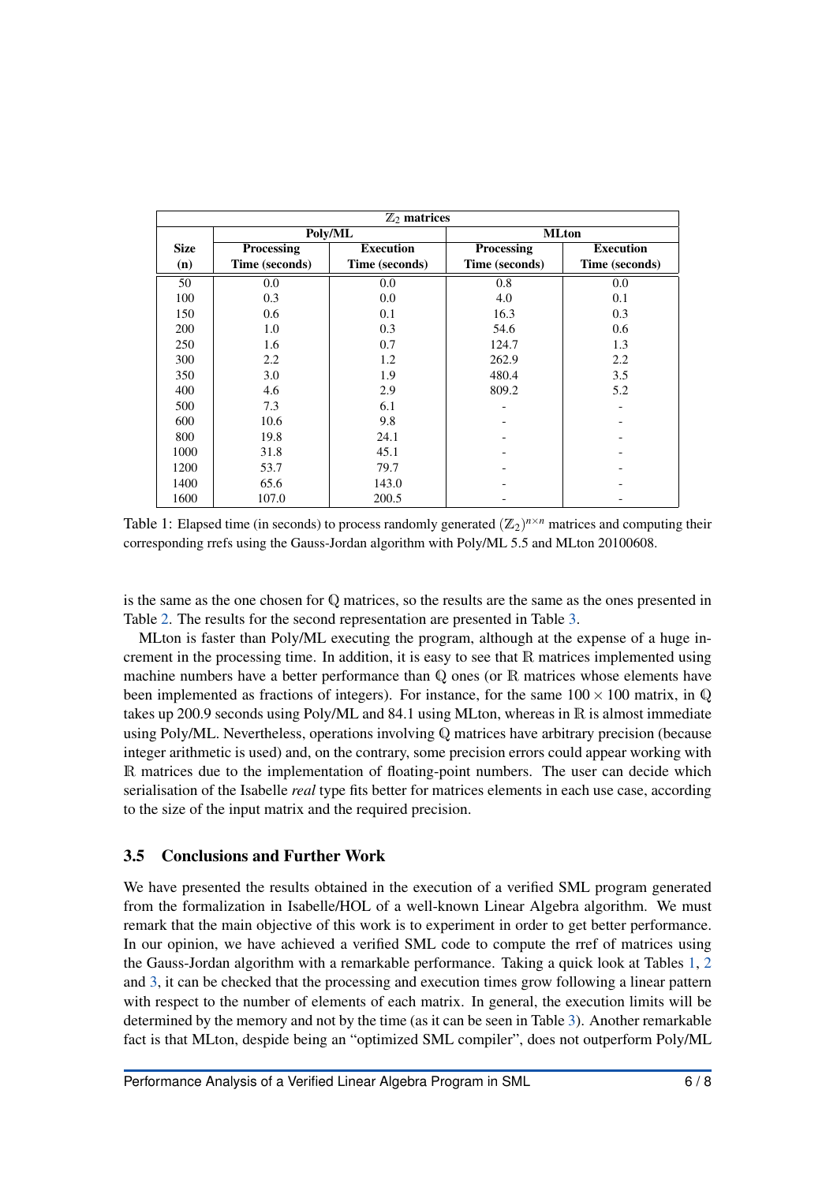| $\mathbb{Z}_2$ matrices | | | | |
|---|---|---|---|---|
| | Poly/ML | | MLton | |
| **Size (n)** | **Processing Time (seconds)** | **Execution Time (seconds)** | **Processing Time (seconds)** | **Execution Time (seconds)** |
| 50 | 0.0 | 0.0 | 0.8 | 0.0 |
| 100 | 0.3 | 0.0 | 4.0 | 0.1 |
| 150 | 0.6 | 0.1 | 16.3 | 0.3 |
| 200 | 1.0 | 0.3 | 54.6 | 0.6 |
| 250 | 1.6 | 0.7 | 124.7 | 1.3 |
| 300 | 2.2 | 1.2 | 262.9 | 2.2 |
| 350 | 3.0 | 1.9 | 480.4 | 3.5 |
| 400 | 4.6 | 2.9 | 809.2 | 5.2 |
| 500 | 7.3 | 6.1 | - | - |
| 600 | 10.6 | 9.8 | - | - |
| 800 | 19.8 | 24.1 | - | - |
| 1000 | 31.8 | 45.1 | - | - |
| 1200 | 53.7 | 79.7 | - | - |
| 1400 | 65.6 | 143.0 | - | - |
| 1600 | 107.0 | 200.5 | - | - |

Table 1: Elapsed time (in seconds) to process randomly generated $(\mathbb{Z}_2)^{n\times n}$ matrices and computing their corresponding rrefs using the Gauss-Jordan algorithm with Poly/ML 5.5 and MLton 20100608.

is the same as the one chosen for $\mathbb{Q}$ matrices, so the results are the same as the ones presented in Table 2. The results for the second representation are presented in Table 3.

MLton is faster than Poly/ML executing the program, although at the expense of a huge increment in the processing time. In addition, it is easy to see that $\mathbb{R}$ matrices implemented using machine numbers have a better performance than $\mathbb{Q}$ ones (or $\mathbb{R}$ matrices whose elements have been implemented as fractions of integers). For instance, for the same $100 \times 100$ matrix, in $\mathbb{Q}$ takes up 200.9 seconds using Poly/ML and 84.1 using MLton, whereas in $\mathbb{R}$ is almost immediate using Poly/ML. Nevertheless, operations involving $\mathbb{Q}$ matrices have arbitrary precision (because integer arithmetic is used) and, on the contrary, some precision errors could appear working with $\mathbb{R}$ matrices due to the implementation of floating-point numbers. The user can decide which serialisation of the Isabelle *real* type fits better for matrices elements in each use case, according to the size of the input matrix and the required precision.

## 3.5 Conclusions and Further Work

We have presented the results obtained in the execution of a verified SML program generated from the formalization in Isabelle/HOL of a well-known Linear Algebra algorithm. We must remark that the main objective of this work is to experiment in order to get better performance. In our opinion, we have achieved a verified SML code to compute the rref of matrices using the Gauss-Jordan algorithm with a remarkable performance. Taking a quick look at Tables 1, 2 and 3, it can be checked that the processing and execution times grow following a linear pattern with respect to the number of elements of each matrix. In general, the execution limits will be determined by the memory and not by the time (as it can be seen in Table 3). Another remarkable fact is that MLton, despide being an "optimized SML compiler", does not outperform Poly/ML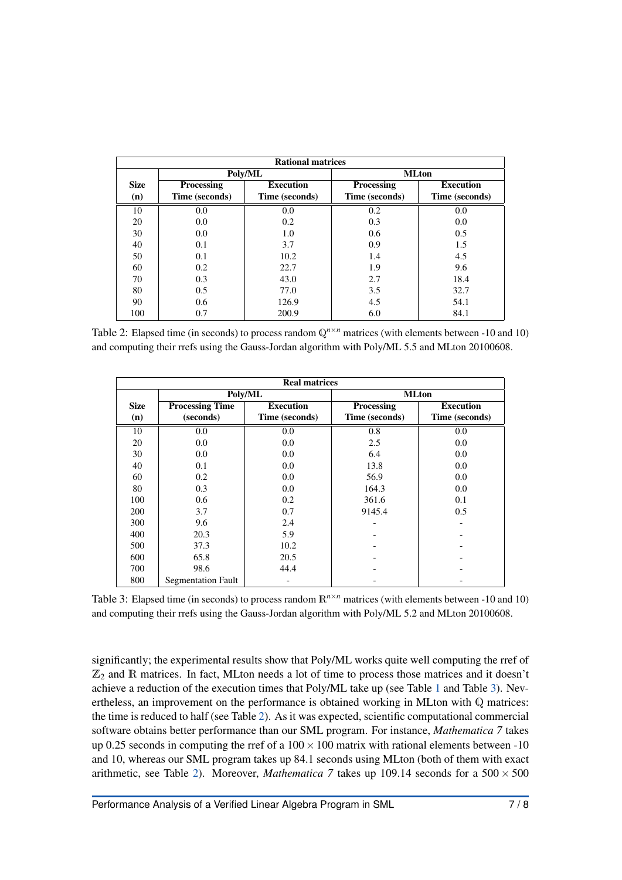| Rational matrices | | | | |
|---|---|---|---|---|
| | Poly/ML | | MLton | |
| Size (n) | Processing Time (seconds) | Execution Time (seconds) | Processing Time (seconds) | Execution Time (seconds) |
| 10 | 0.0 | 0.0 | 0.2 | 0.0 |
| 20 | 0.0 | 0.2 | 0.3 | 0.0 |
| 30 | 0.0 | 1.0 | 0.6 | 0.5 |
| 40 | 0.1 | 3.7 | 0.9 | 1.5 |
| 50 | 0.1 | 10.2 | 1.4 | 4.5 |
| 60 | 0.2 | 22.7 | 1.9 | 9.6 |
| 70 | 0.3 | 43.0 | 2.7 | 18.4 |
| 80 | 0.5 | 77.0 | 3.5 | 32.7 |
| 90 | 0.6 | 126.9 | 4.5 | 54.1 |
| 100 | 0.7 | 200.9 | 6.0 | 84.1 |

Table 2: Elapsed time (in seconds) to process random $\mathbb{Q}^{n\times n}$ matrices (with elements between -10 and 10) and computing their rrefs using the Gauss-Jordan algorithm with Poly/ML 5.5 and MLton 20100608.

| Real matrices | | | | |
|---|---|---|---|---|
| | Poly/ML | | MLton | |
| Size (n) | Processing Time (seconds) | Execution Time (seconds) | Processing Time (seconds) | Execution Time (seconds) |
| 10 | 0.0 | 0.0 | 0.8 | 0.0 |
| 20 | 0.0 | 0.0 | 2.5 | 0.0 |
| 30 | 0.0 | 0.0 | 6.4 | 0.0 |
| 40 | 0.1 | 0.0 | 13.8 | 0.0 |
| 60 | 0.2 | 0.0 | 56.9 | 0.0 |
| 80 | 0.3 | 0.0 | 164.3 | 0.0 |
| 100 | 0.6 | 0.2 | 361.6 | 0.1 |
| 200 | 3.7 | 0.7 | 9145.4 | 0.5 |
| 300 | 9.6 | 2.4 | - | - |
| 400 | 20.3 | 5.9 | - | - |
| 500 | 37.3 | 10.2 | - | - |
| 600 | 65.8 | 20.5 | - | - |
| 700 | 98.6 | 44.4 | - | - |
| 800 | Segmentation Fault | - | - | - |

Table 3: Elapsed time (in seconds) to process random $\mathbb{R}^{n\times n}$ matrices (with elements between -10 and 10) and computing their rrefs using the Gauss-Jordan algorithm with Poly/ML 5.2 and MLton 20100608.

significantly; the experimental results show that Poly/ML works quite well computing the rref of $\mathbb{Z}_2$ and $\mathbb{R}$ matrices. In fact, MLton needs a lot of time to process those matrices and it doesn't achieve a reduction of the execution times that Poly/ML take up (see Table 1 and Table 3). Nevertheless, an improvement on the performance is obtained working in MLton with $\mathbb{Q}$ matrices: the time is reduced to half (see Table 2). As it was expected, scientific computational commercial software obtains better performance than our SML program. For instance, *Mathematica 7* takes up 0.25 seconds in computing the rref of a $100 \times 100$ matrix with rational elements between -10 and 10, whereas our SML program takes up 84.1 seconds using MLton (both of them with exact arithmetic, see Table 2). Moreover, *Mathematica 7* takes up 109.14 seconds for a $500 \times 500$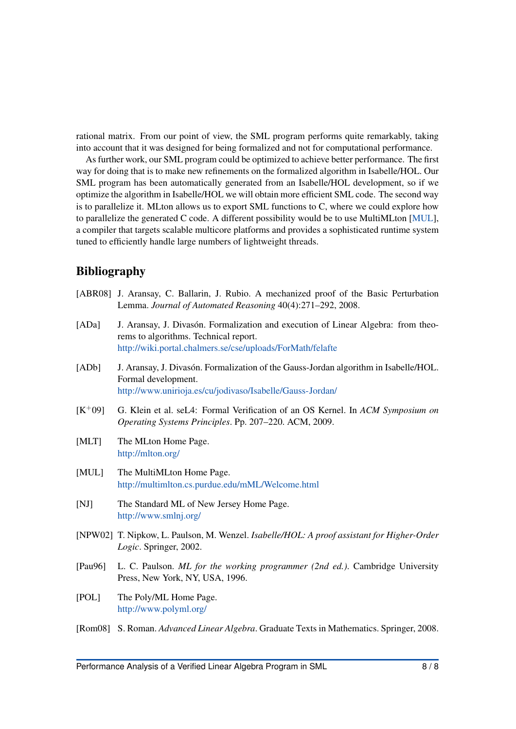rational matrix. From our point of view, the SML program performs quite remarkably, taking into account that it was designed for being formalized and not for computational performance.

As further work, our SML program could be optimized to achieve better performance. The first way for doing that is to make new refinements on the formalized algorithm in Isabelle/HOL. Our SML program has been automatically generated from an Isabelle/HOL development, so if we optimize the algorithm in Isabelle/HOL we will obtain more efficient SML code. The second way is to parallelize it. MLton allows us to export SML functions to C, where we could explore how to parallelize the generated C code. A different possibility would be to use MultiMLton [MUL], a compiler that targets scalable multicore platforms and provides a sophisticated runtime system tuned to efficiently handle large numbers of lightweight threads.

## Bibliography

[ABR08] J. Aransay, C. Ballarin, J. Rubio. A mechanized proof of the Basic Perturbation Lemma. *Journal of Automated Reasoning* 40(4):271–292, 2008.

[ADa] J. Aransay, J. Divasón. Formalization and execution of Linear Algebra: from theorems to algorithms. Technical report.
http://wiki.portal.chalmers.se/cse/uploads/ForMath/felafte

[ADb] J. Aransay, J. Divasón. Formalization of the Gauss-Jordan algorithm in Isabelle/HOL. Formal development.
http://www.unirioja.es/cu/jodivaso/Isabelle/Gauss-Jordan/

[K+09] G. Klein et al. seL4: Formal Verification of an OS Kernel. In *ACM Symposium on Operating Systems Principles*. Pp. 207–220. ACM, 2009.

[MLT] The MLton Home Page.
http://mlton.org/

[MUL] The MultiMLton Home Page.
http://multimlton.cs.purdue.edu/mML/Welcome.html

[NJ] The Standard ML of New Jersey Home Page.
http://www.smlnj.org/

[NPW02] T. Nipkow, L. Paulson, M. Wenzel. *Isabelle/HOL: A proof assistant for Higher-Order Logic*. Springer, 2002.

[Pau96] L. C. Paulson. *ML for the working programmer (2nd ed.)*. Cambridge University Press, New York, NY, USA, 1996.

[POL] The Poly/ML Home Page.
http://www.polyml.org/

[Rom08] S. Roman. *Advanced Linear Algebra*. Graduate Texts in Mathematics. Springer, 2008.